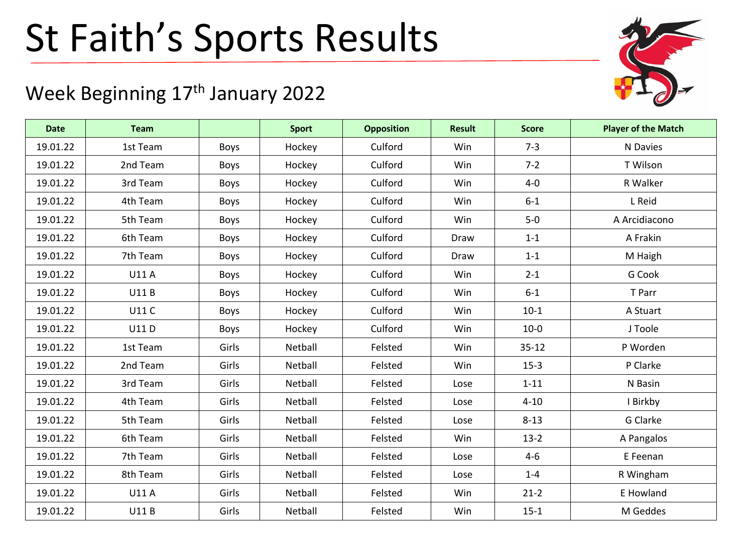# St Faith's Sports Results

## Week Beginning 17th January 2022

| Date | Team | | Sport | Opposition | Result | Score | Player of the Match |
|---|---|---|---|---|---|---|---|
| 19.01.22 | 1st Team | Boys | Hockey | Culford | Win | 7-3 | N Davies |
| 19.01.22 | 2nd Team | Boys | Hockey | Culford | Win | 7-2 | T Wilson |
| 19.01.22 | 3rd Team | Boys | Hockey | Culford | Win | 4-0 | R Walker |
| 19.01.22 | 4th Team | Boys | Hockey | Culford | Win | 6-1 | L Reid |
| 19.01.22 | 5th Team | Boys | Hockey | Culford | Win | 5-0 | A Arcidiacono |
| 19.01.22 | 6th Team | Boys | Hockey | Culford | Draw | 1-1 | A Frakin |
| 19.01.22 | 7th Team | Boys | Hockey | Culford | Draw | 1-1 | M Haigh |
| 19.01.22 | U11 A | Boys | Hockey | Culford | Win | 2-1 | G Cook |
| 19.01.22 | U11 B | Boys | Hockey | Culford | Win | 6-1 | T Parr |
| 19.01.22 | U11 C | Boys | Hockey | Culford | Win | 10-1 | A Stuart |
| 19.01.22 | U11 D | Boys | Hockey | Culford | Win | 10-0 | J Toole |
| 19.01.22 | 1st Team | Girls | Netball | Felsted | Win | 35-12 | P Worden |
| 19.01.22 | 2nd Team | Girls | Netball | Felsted | Win | 15-3 | P Clarke |
| 19.01.22 | 3rd Team | Girls | Netball | Felsted | Lose | 1-11 | N Basin |
| 19.01.22 | 4th Team | Girls | Netball | Felsted | Lose | 4-10 | I Birkby |
| 19.01.22 | 5th Team | Girls | Netball | Felsted | Lose | 8-13 | G Clarke |
| 19.01.22 | 6th Team | Girls | Netball | Felsted | Win | 13-2 | A Pangalos |
| 19.01.22 | 7th Team | Girls | Netball | Felsted | Lose | 4-6 | E Feenan |
| 19.01.22 | 8th Team | Girls | Netball | Felsted | Lose | 1-4 | R Wingham |
| 19.01.22 | U11 A | Girls | Netball | Felsted | Win | 21-2 | E Howland |
| 19.01.22 | U11 B | Girls | Netball | Felsted | Win | 15-1 | M Geddes |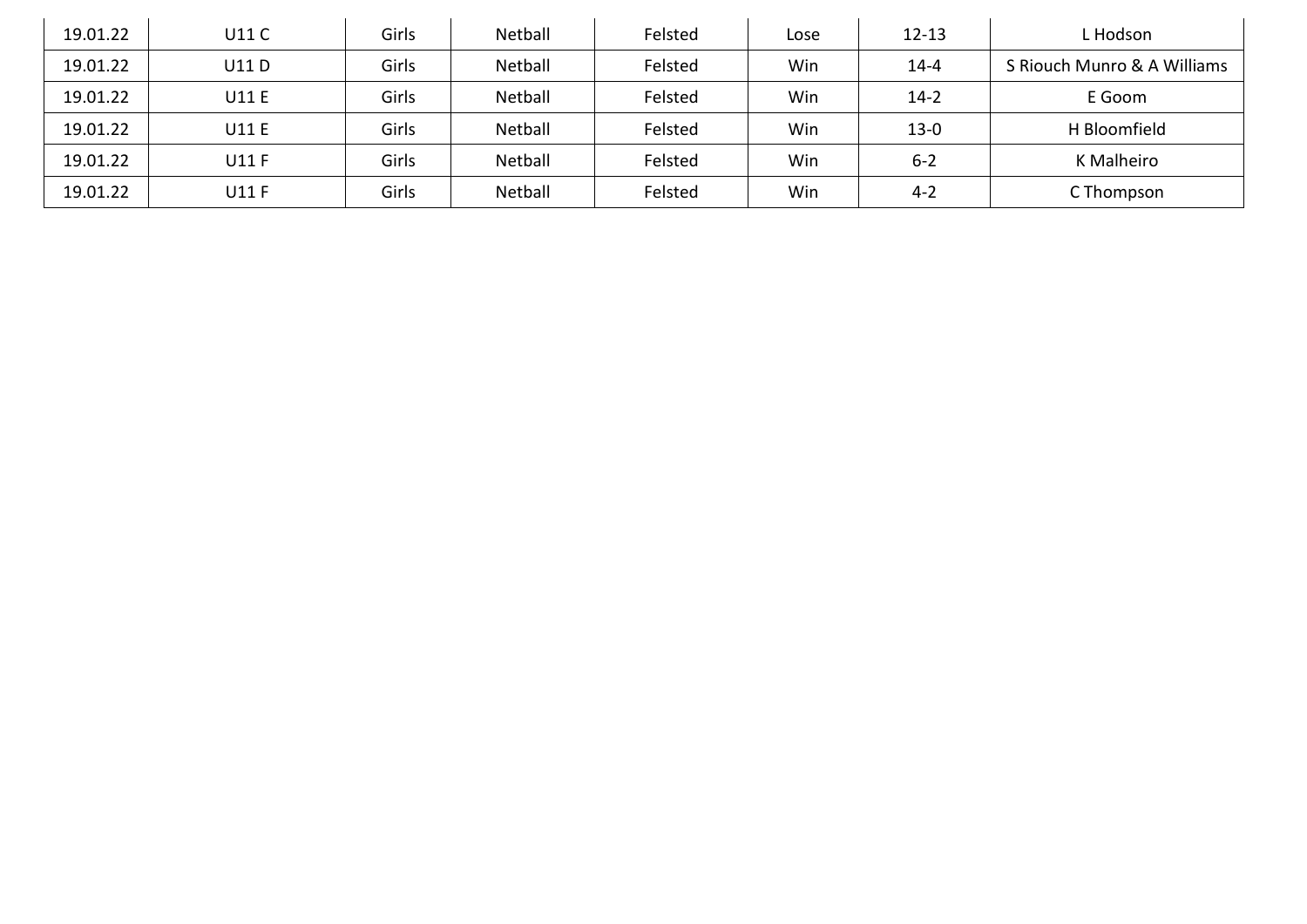| | | | | | | | |
|---|---|---|---|---|---|---|---|
| 19.01.22 | U11 C | Girls | Netball | Felsted | Lose | 12-13 | L Hodson |
| 19.01.22 | U11 D | Girls | Netball | Felsted | Win | 14-4 | S Riouch Munro & A Williams |
| 19.01.22 | U11 E | Girls | Netball | Felsted | Win | 14-2 | E Goom |
| 19.01.22 | U11 E | Girls | Netball | Felsted | Win | 13-0 | H Bloomfield |
| 19.01.22 | U11 F | Girls | Netball | Felsted | Win | 6-2 | K Malheiro |
| 19.01.22 | U11 F | Girls | Netball | Felsted | Win | 4-2 | C Thompson |